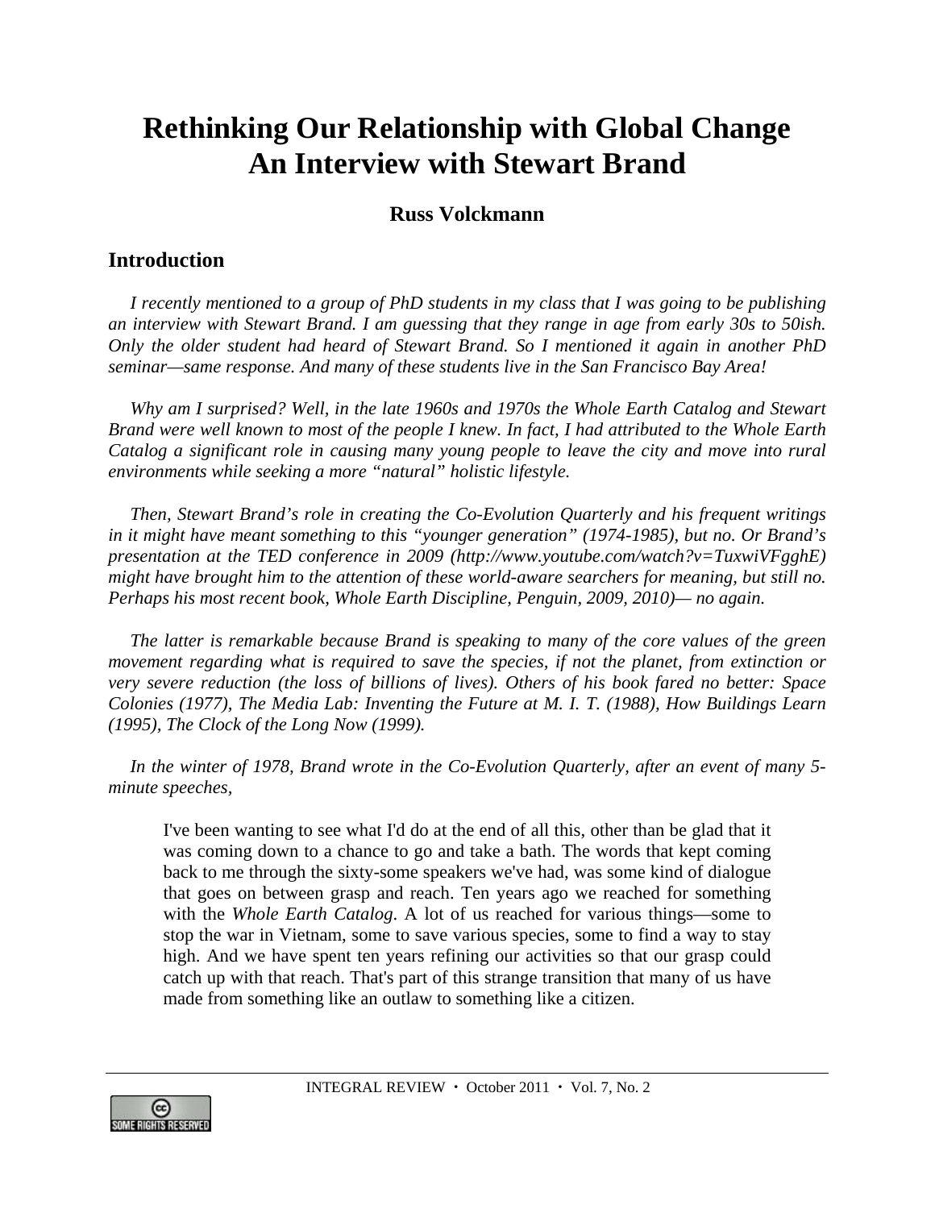# Rethinking Our Relationship with Global Change
# An Interview with Stewart Brand

**Russ Volckmann**

## Introduction

*I recently mentioned to a group of PhD students in my class that I was going to be publishing an interview with Stewart Brand. I am guessing that they range in age from early 30s to 50ish. Only the older student had heard of Stewart Brand. So I mentioned it again in another PhD seminar—same response. And many of these students live in the San Francisco Bay Area!*

*Why am I surprised? Well, in the late 1960s and 1970s the Whole Earth Catalog and Stewart Brand were well known to most of the people I knew. In fact, I had attributed to the Whole Earth Catalog a significant role in causing many young people to leave the city and move into rural environments while seeking a more "natural" holistic lifestyle.*

*Then, Stewart Brand's role in creating the Co-Evolution Quarterly and his frequent writings in it might have meant something to this "younger generation" (1974-1985), but no. Or Brand's presentation at the TED conference in 2009 (http://www.youtube.com/watch?v=TuxwiVFgghE) might have brought him to the attention of these world-aware searchers for meaning, but still no. Perhaps his most recent book, Whole Earth Discipline, Penguin, 2009, 2010)— no again.*

*The latter is remarkable because Brand is speaking to many of the core values of the green movement regarding what is required to save the species, if not the planet, from extinction or very severe reduction (the loss of billions of lives). Others of his book fared no better: Space Colonies (1977), The Media Lab: Inventing the Future at M. I. T. (1988), How Buildings Learn (1995), The Clock of the Long Now (1999).*

*In the winter of 1978, Brand wrote in the Co-Evolution Quarterly, after an event of many 5-minute speeches,*

> I've been wanting to see what I'd do at the end of all this, other than be glad that it was coming down to a chance to go and take a bath. The words that kept coming back to me through the sixty-some speakers we've had, was some kind of dialogue that goes on between grasp and reach. Ten years ago we reached for something with the *Whole Earth Catalog*. A lot of us reached for various things—some to stop the war in Vietnam, some to save various species, some to find a way to stay high. And we have spent ten years refining our activities so that our grasp could catch up with that reach. That's part of this strange transition that many of us have made from something like an outlaw to something like a citizen.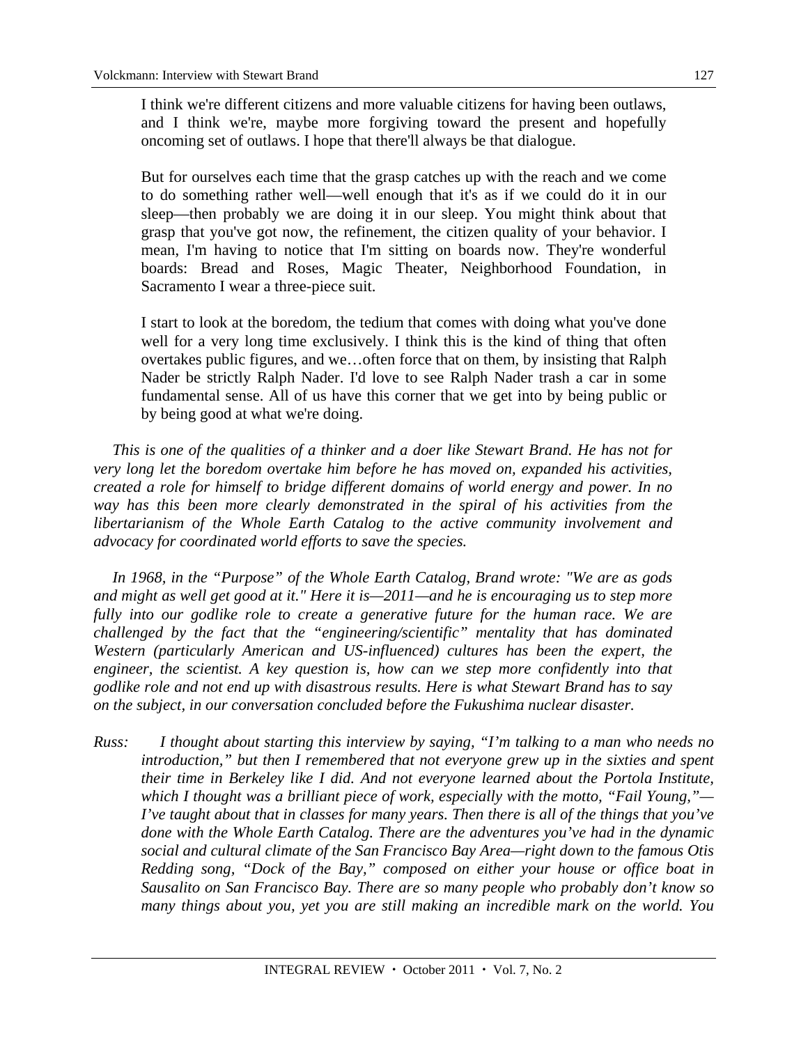> I think we're different citizens and more valuable citizens for having been outlaws, and I think we're, maybe more forgiving toward the present and hopefully oncoming set of outlaws. I hope that there'll always be that dialogue.
>
> But for ourselves each time that the grasp catches up with the reach and we come to do something rather well—well enough that it's as if we could do it in our sleep—then probably we are doing it in our sleep. You might think about that grasp that you've got now, the refinement, the citizen quality of your behavior. I mean, I'm having to notice that I'm sitting on boards now. They're wonderful boards: Bread and Roses, Magic Theater, Neighborhood Foundation, in Sacramento I wear a three-piece suit.
>
> I start to look at the boredom, the tedium that comes with doing what you've done well for a very long time exclusively. I think this is the kind of thing that often overtakes public figures, and we…often force that on them, by insisting that Ralph Nader be strictly Ralph Nader. I'd love to see Ralph Nader trash a car in some fundamental sense. All of us have this corner that we get into by being public or by being good at what we're doing.

*This is one of the qualities of a thinker and a doer like Stewart Brand. He has not for very long let the boredom overtake him before he has moved on, expanded his activities, created a role for himself to bridge different domains of world energy and power. In no way has this been more clearly demonstrated in the spiral of his activities from the libertarianism of the Whole Earth Catalog to the active community involvement and advocacy for coordinated world efforts to save the species.*

*In 1968, in the "Purpose" of the Whole Earth Catalog, Brand wrote: "We are as gods and might as well get good at it." Here it is—2011—and he is encouraging us to step more fully into our godlike role to create a generative future for the human race. We are challenged by the fact that the "engineering/scientific" mentality that has dominated Western (particularly American and US-influenced) cultures has been the expert, the engineer, the scientist. A key question is, how can we step more confidently into that godlike role and not end up with disastrous results. Here is what Stewart Brand has to say on the subject, in our conversation concluded before the Fukushima nuclear disaster.*

*Russ:* *I thought about starting this interview by saying, "I'm talking to a man who needs no introduction," but then I remembered that not everyone grew up in the sixties and spent their time in Berkeley like I did. And not everyone learned about the Portola Institute, which I thought was a brilliant piece of work, especially with the motto, "Fail Young,"—I've taught about that in classes for many years. Then there is all of the things that you've done with the Whole Earth Catalog. There are the adventures you've had in the dynamic social and cultural climate of the San Francisco Bay Area—right down to the famous Otis Redding song, "Dock of the Bay," composed on either your house or office boat in Sausalito on San Francisco Bay. There are so many people who probably don't know so many things about you, yet you are still making an incredible mark on the world. You*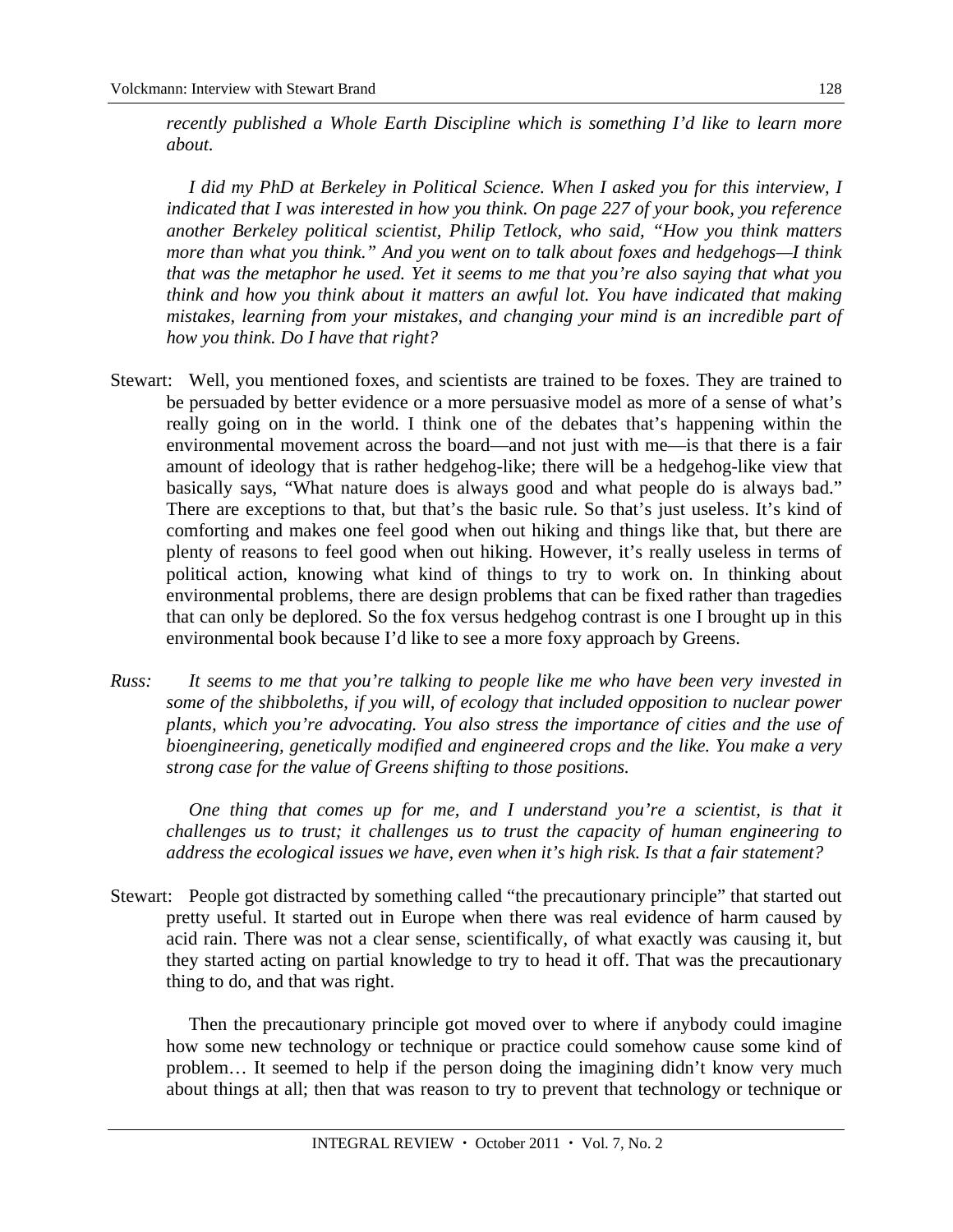*recently published a Whole Earth Discipline which is something I'd like to learn more about.*

*I did my PhD at Berkeley in Political Science. When I asked you for this interview, I indicated that I was interested in how you think. On page 227 of your book, you reference another Berkeley political scientist, Philip Tetlock, who said, "How you think matters more than what you think." And you went on to talk about foxes and hedgehogs—I think that was the metaphor he used. Yet it seems to me that you're also saying that what you think and how you think about it matters an awful lot. You have indicated that making mistakes, learning from your mistakes, and changing your mind is an incredible part of how you think. Do I have that right?*

Stewart: Well, you mentioned foxes, and scientists are trained to be foxes. They are trained to be persuaded by better evidence or a more persuasive model as more of a sense of what's really going on in the world. I think one of the debates that's happening within the environmental movement across the board—and not just with me—is that there is a fair amount of ideology that is rather hedgehog-like; there will be a hedgehog-like view that basically says, "What nature does is always good and what people do is always bad." There are exceptions to that, but that's the basic rule. So that's just useless. It's kind of comforting and makes one feel good when out hiking and things like that, but there are plenty of reasons to feel good when out hiking. However, it's really useless in terms of political action, knowing what kind of things to try to work on. In thinking about environmental problems, there are design problems that can be fixed rather than tragedies that can only be deplored. So the fox versus hedgehog contrast is one I brought up in this environmental book because I'd like to see a more foxy approach by Greens.

*Russ: It seems to me that you're talking to people like me who have been very invested in some of the shibboleths, if you will, of ecology that included opposition to nuclear power plants, which you're advocating. You also stress the importance of cities and the use of bioengineering, genetically modified and engineered crops and the like. You make a very strong case for the value of Greens shifting to those positions.*

*One thing that comes up for me, and I understand you're a scientist, is that it challenges us to trust; it challenges us to trust the capacity of human engineering to address the ecological issues we have, even when it's high risk. Is that a fair statement?*

Stewart: People got distracted by something called "the precautionary principle" that started out pretty useful. It started out in Europe when there was real evidence of harm caused by acid rain. There was not a clear sense, scientifically, of what exactly was causing it, but they started acting on partial knowledge to try to head it off. That was the precautionary thing to do, and that was right.

Then the precautionary principle got moved over to where if anybody could imagine how some new technology or technique or practice could somehow cause some kind of problem… It seemed to help if the person doing the imagining didn't know very much about things at all; then that was reason to try to prevent that technology or technique or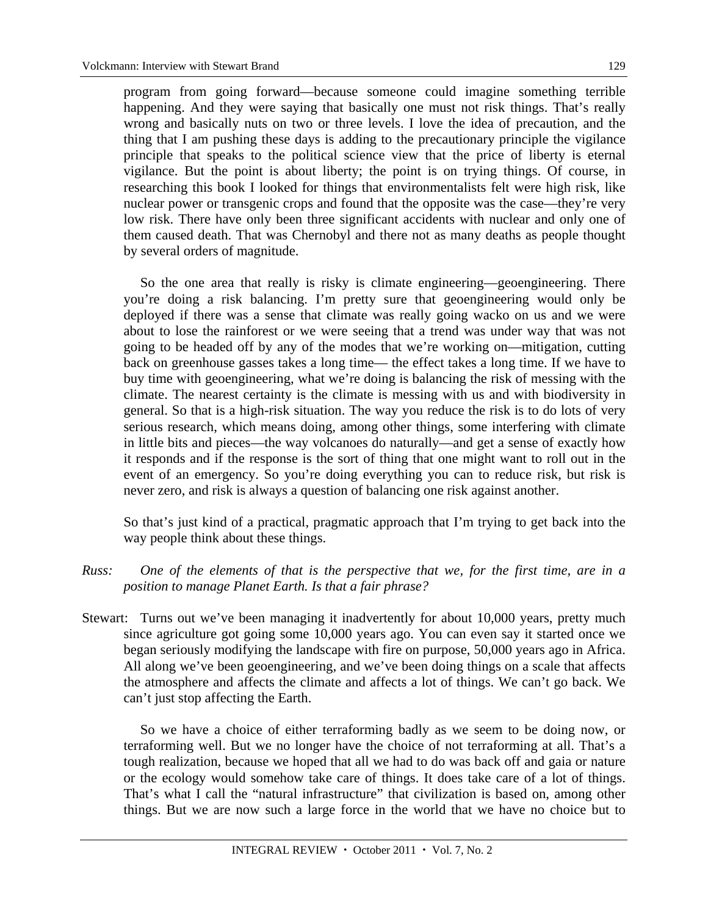program from going forward—because someone could imagine something terrible happening. And they were saying that basically one must not risk things. That's really wrong and basically nuts on two or three levels. I love the idea of precaution, and the thing that I am pushing these days is adding to the precautionary principle the vigilance principle that speaks to the political science view that the price of liberty is eternal vigilance. But the point is about liberty; the point is on trying things. Of course, in researching this book I looked for things that environmentalists felt were high risk, like nuclear power or transgenic crops and found that the opposite was the case—they're very low risk. There have only been three significant accidents with nuclear and only one of them caused death. That was Chernobyl and there not as many deaths as people thought by several orders of magnitude.

So the one area that really is risky is climate engineering—geoengineering. There you're doing a risk balancing. I'm pretty sure that geoengineering would only be deployed if there was a sense that climate was really going wacko on us and we were about to lose the rainforest or we were seeing that a trend was under way that was not going to be headed off by any of the modes that we're working on—mitigation, cutting back on greenhouse gasses takes a long time— the effect takes a long time. If we have to buy time with geoengineering, what we're doing is balancing the risk of messing with the climate. The nearest certainty is the climate is messing with us and with biodiversity in general. So that is a high-risk situation. The way you reduce the risk is to do lots of very serious research, which means doing, among other things, some interfering with climate in little bits and pieces—the way volcanoes do naturally—and get a sense of exactly how it responds and if the response is the sort of thing that one might want to roll out in the event of an emergency. So you're doing everything you can to reduce risk, but risk is never zero, and risk is always a question of balancing one risk against another.

So that's just kind of a practical, pragmatic approach that I'm trying to get back into the way people think about these things.

*Russ:* *One of the elements of that is the perspective that we, for the first time, are in a position to manage Planet Earth. Is that a fair phrase?*

Stewart: Turns out we've been managing it inadvertently for about 10,000 years, pretty much since agriculture got going some 10,000 years ago. You can even say it started once we began seriously modifying the landscape with fire on purpose, 50,000 years ago in Africa. All along we've been geoengineering, and we've been doing things on a scale that affects the atmosphere and affects the climate and affects a lot of things. We can't go back. We can't just stop affecting the Earth.

So we have a choice of either terraforming badly as we seem to be doing now, or terraforming well. But we no longer have the choice of not terraforming at all. That's a tough realization, because we hoped that all we had to do was back off and gaia or nature or the ecology would somehow take care of things. It does take care of a lot of things. That's what I call the "natural infrastructure" that civilization is based on, among other things. But we are now such a large force in the world that we have no choice but to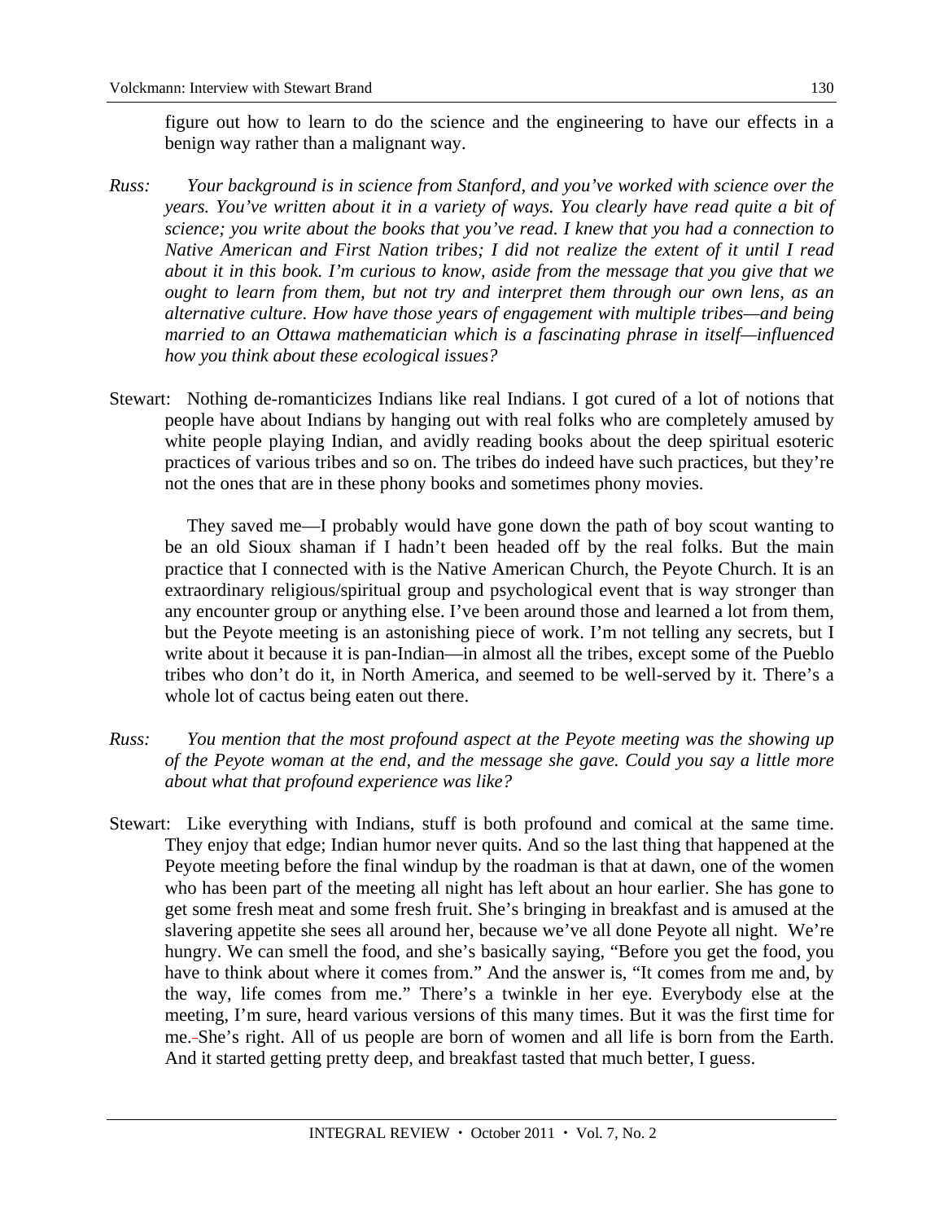figure out how to learn to do the science and the engineering to have our effects in a benign way rather than a malignant way.

*Russ:* *Your background is in science from Stanford, and you've worked with science over the years. You've written about it in a variety of ways. You clearly have read quite a bit of science; you write about the books that you've read. I knew that you had a connection to Native American and First Nation tribes; I did not realize the extent of it until I read about it in this book. I'm curious to know, aside from the message that you give that we ought to learn from them, but not try and interpret them through our own lens, as an alternative culture. How have those years of engagement with multiple tribes—and being married to an Ottawa mathematician which is a fascinating phrase in itself—influenced how you think about these ecological issues?*

Stewart: Nothing de-romanticizes Indians like real Indians. I got cured of a lot of notions that people have about Indians by hanging out with real folks who are completely amused by white people playing Indian, and avidly reading books about the deep spiritual esoteric practices of various tribes and so on. The tribes do indeed have such practices, but they're not the ones that are in these phony books and sometimes phony movies.

They saved me—I probably would have gone down the path of boy scout wanting to be an old Sioux shaman if I hadn't been headed off by the real folks. But the main practice that I connected with is the Native American Church, the Peyote Church. It is an extraordinary religious/spiritual group and psychological event that is way stronger than any encounter group or anything else. I've been around those and learned a lot from them, but the Peyote meeting is an astonishing piece of work. I'm not telling any secrets, but I write about it because it is pan-Indian—in almost all the tribes, except some of the Pueblo tribes who don't do it, in North America, and seemed to be well-served by it. There's a whole lot of cactus being eaten out there.

*Russ:* *You mention that the most profound aspect at the Peyote meeting was the showing up of the Peyote woman at the end, and the message she gave. Could you say a little more about what that profound experience was like?*

Stewart: Like everything with Indians, stuff is both profound and comical at the same time. They enjoy that edge; Indian humor never quits. And so the last thing that happened at the Peyote meeting before the final windup by the roadman is that at dawn, one of the women who has been part of the meeting all night has left about an hour earlier. She has gone to get some fresh meat and some fresh fruit. She's bringing in breakfast and is amused at the slavering appetite she sees all around her, because we've all done Peyote all night. We're hungry. We can smell the food, and she's basically saying, "Before you get the food, you have to think about where it comes from." And the answer is, "It comes from me and, by the way, life comes from me." There's a twinkle in her eye. Everybody else at the meeting, I'm sure, heard various versions of this many times. But it was the first time for me. She's right. All of us people are born of women and all life is born from the Earth. And it started getting pretty deep, and breakfast tasted that much better, I guess.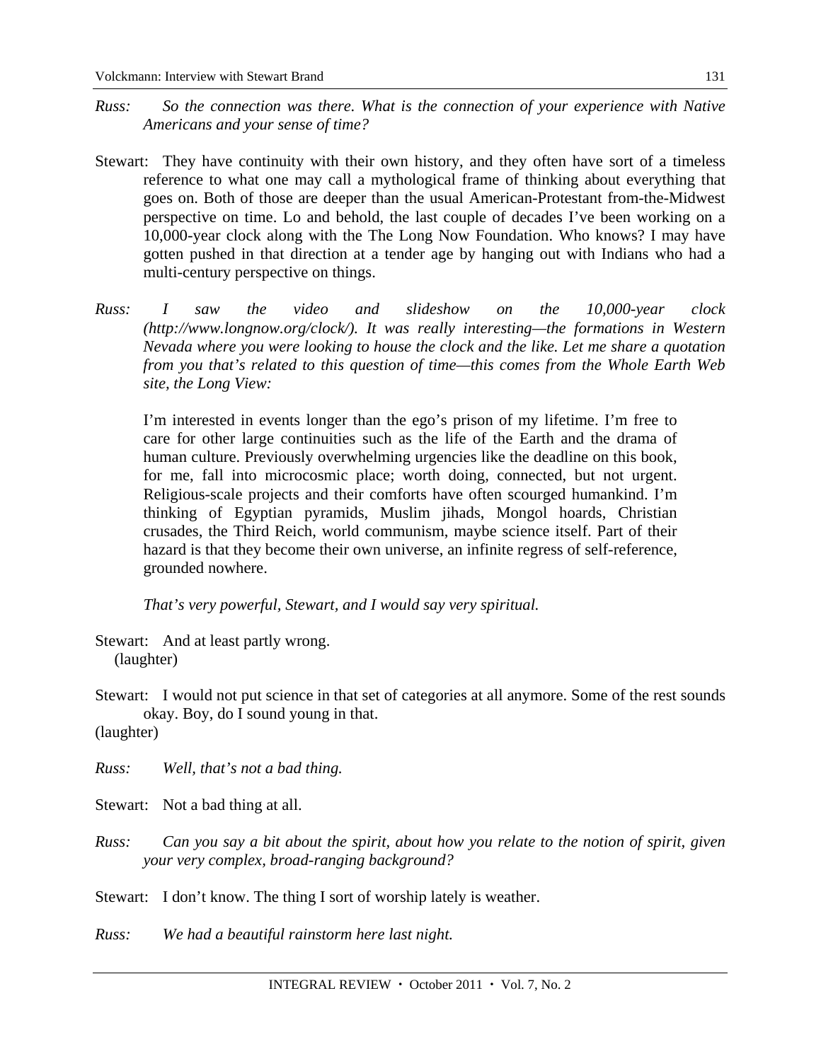*Russ: So the connection was there. What is the connection of your experience with Native Americans and your sense of time?*

Stewart: They have continuity with their own history, and they often have sort of a timeless reference to what one may call a mythological frame of thinking about everything that goes on. Both of those are deeper than the usual American-Protestant from-the-Midwest perspective on time. Lo and behold, the last couple of decades I've been working on a 10,000-year clock along with the The Long Now Foundation. Who knows? I may have gotten pushed in that direction at a tender age by hanging out with Indians who had a multi-century perspective on things.

*Russ: I saw the video and slideshow on the 10,000-year clock (http://www.longnow.org/clock/). It was really interesting—the formations in Western Nevada where you were looking to house the clock and the like. Let me share a quotation from you that's related to this question of time—this comes from the Whole Earth Web site, the Long View:*

> I'm interested in events longer than the ego's prison of my lifetime. I'm free to care for other large continuities such as the life of the Earth and the drama of human culture. Previously overwhelming urgencies like the deadline on this book, for me, fall into microcosmic place; worth doing, connected, but not urgent. Religious-scale projects and their comforts have often scourged humankind. I'm thinking of Egyptian pyramids, Muslim jihads, Mongol hoards, Christian crusades, the Third Reich, world communism, maybe science itself. Part of their hazard is that they become their own universe, an infinite regress of self-reference, grounded nowhere.

*That's very powerful, Stewart, and I would say very spiritual.*

Stewart: And at least partly wrong.
(laughter)

Stewart: I would not put science in that set of categories at all anymore. Some of the rest sounds okay. Boy, do I sound young in that.
(laughter)

*Russ: Well, that's not a bad thing.*

Stewart: Not a bad thing at all.

*Russ: Can you say a bit about the spirit, about how you relate to the notion of spirit, given your very complex, broad-ranging background?*

Stewart: I don't know. The thing I sort of worship lately is weather.

*Russ: We had a beautiful rainstorm here last night.*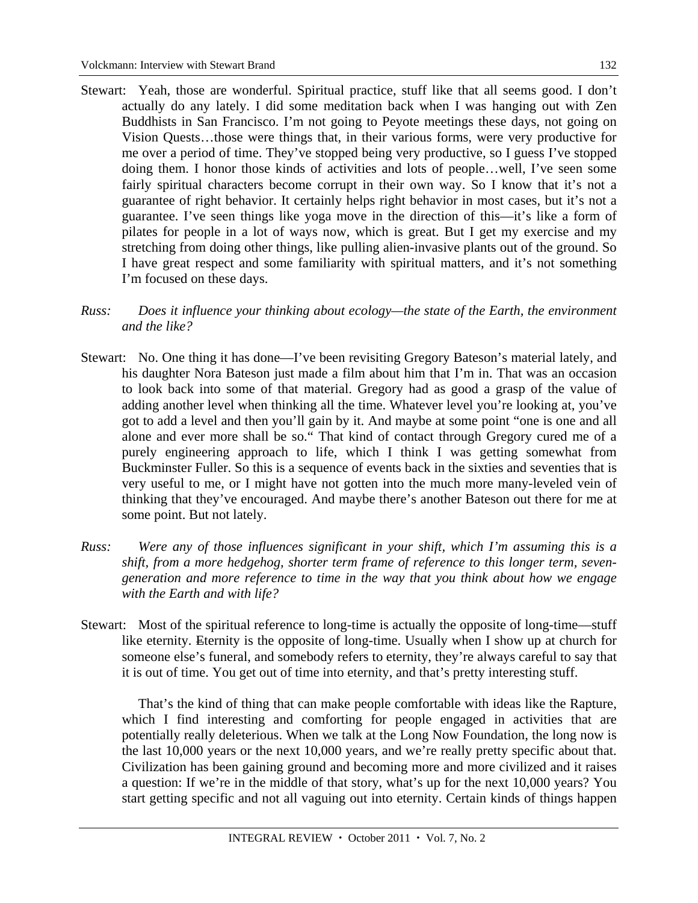Stewart: Yeah, those are wonderful. Spiritual practice, stuff like that all seems good. I don't actually do any lately. I did some meditation back when I was hanging out with Zen Buddhists in San Francisco. I'm not going to Peyote meetings these days, not going on Vision Quests…those were things that, in their various forms, were very productive for me over a period of time. They've stopped being very productive, so I guess I've stopped doing them. I honor those kinds of activities and lots of people…well, I've seen some fairly spiritual characters become corrupt in their own way. So I know that it's not a guarantee of right behavior. It certainly helps right behavior in most cases, but it's not a guarantee. I've seen things like yoga move in the direction of this—it's like a form of pilates for people in a lot of ways now, which is great. But I get my exercise and my stretching from doing other things, like pulling alien-invasive plants out of the ground. So I have great respect and some familiarity with spiritual matters, and it's not something I'm focused on these days.

*Russ: Does it influence your thinking about ecology—the state of the Earth, the environment and the like?*

Stewart: No. One thing it has done—I've been revisiting Gregory Bateson's material lately, and his daughter Nora Bateson just made a film about him that I'm in. That was an occasion to look back into some of that material. Gregory had as good a grasp of the value of adding another level when thinking all the time. Whatever level you're looking at, you've got to add a level and then you'll gain by it. And maybe at some point "one is one and all alone and ever more shall be so." That kind of contact through Gregory cured me of a purely engineering approach to life, which I think I was getting somewhat from Buckminster Fuller. So this is a sequence of events back in the sixties and seventies that is very useful to me, or I might have not gotten into the much more many-leveled vein of thinking that they've encouraged. And maybe there's another Bateson out there for me at some point. But not lately.

*Russ: Were any of those influences significant in your shift, which I'm assuming this is a shift, from a more hedgehog, shorter term frame of reference to this longer term, seven-generation and more reference to time in the way that you think about how we engage with the Earth and with life?*

Stewart: Most of the spiritual reference to long-time is actually the opposite of long-time—stuff like eternity. Eternity is the opposite of long-time. Usually when I show up at church for someone else's funeral, and somebody refers to eternity, they're always careful to say that it is out of time. You get out of time into eternity, and that's pretty interesting stuff.

That's the kind of thing that can make people comfortable with ideas like the Rapture, which I find interesting and comforting for people engaged in activities that are potentially really deleterious. When we talk at the Long Now Foundation, the long now is the last 10,000 years or the next 10,000 years, and we're really pretty specific about that. Civilization has been gaining ground and becoming more and more civilized and it raises a question: If we're in the middle of that story, what's up for the next 10,000 years? You start getting specific and not all vaguing out into eternity. Certain kinds of things happen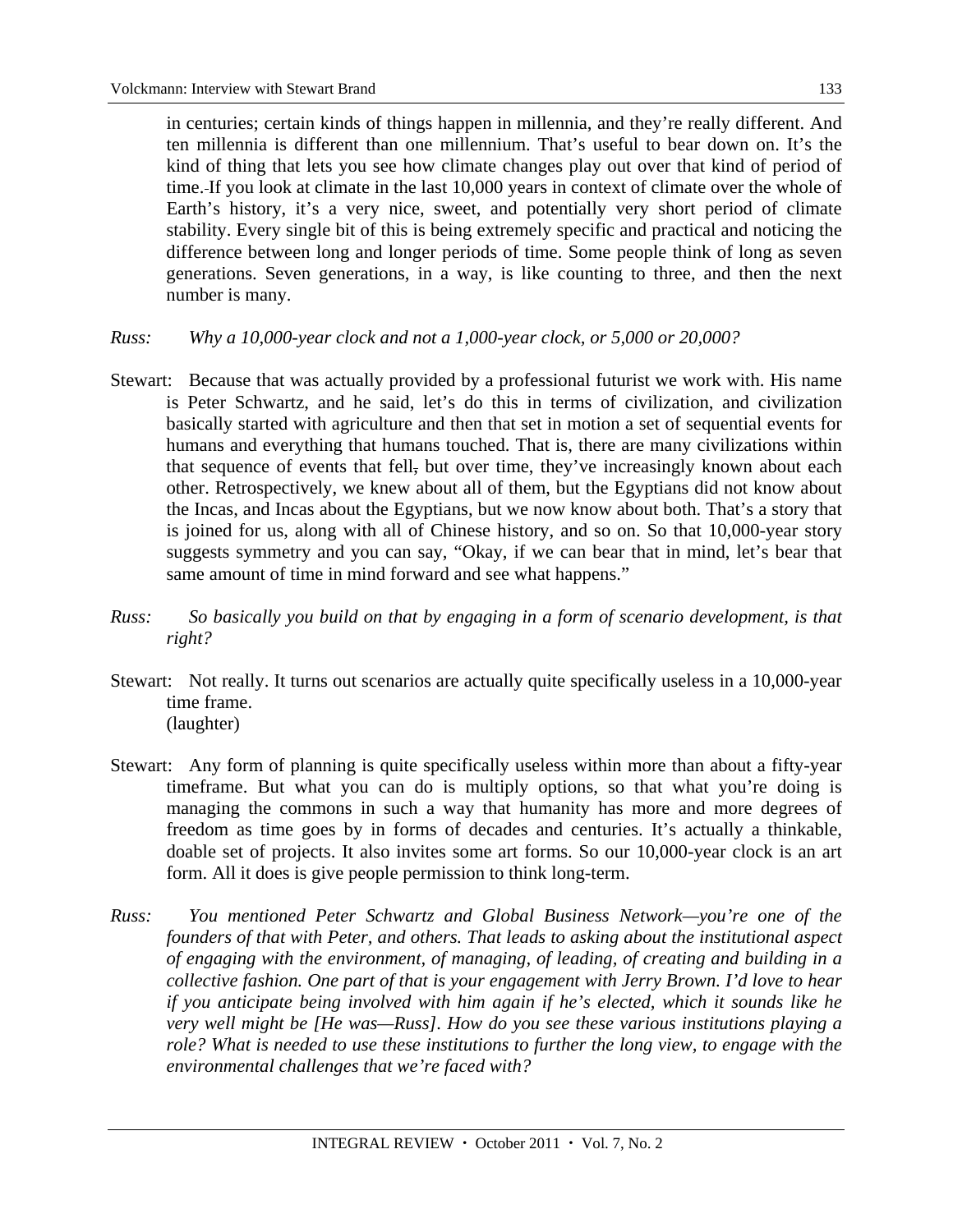in centuries; certain kinds of things happen in millennia, and they're really different. And ten millennia is different than one millennium. That's useful to bear down on. It's the kind of thing that lets you see how climate changes play out over that kind of period of time. If you look at climate in the last 10,000 years in context of climate over the whole of Earth's history, it's a very nice, sweet, and potentially very short period of climate stability. Every single bit of this is being extremely specific and practical and noticing the difference between long and longer periods of time. Some people think of long as seven generations. Seven generations, in a way, is like counting to three, and then the next number is many.

*Russ: Why a 10,000-year clock and not a 1,000-year clock, or 5,000 or 20,000?*

Stewart: Because that was actually provided by a professional futurist we work with. His name is Peter Schwartz, and he said, let's do this in terms of civilization, and civilization basically started with agriculture and then that set in motion a set of sequential events for humans and everything that humans touched. That is, there are many civilizations within that sequence of events that fell, but over time, they've increasingly known about each other. Retrospectively, we knew about all of them, but the Egyptians did not know about the Incas, and Incas about the Egyptians, but we now know about both. That's a story that is joined for us, along with all of Chinese history, and so on. So that 10,000-year story suggests symmetry and you can say, "Okay, if we can bear that in mind, let's bear that same amount of time in mind forward and see what happens."

*Russ: So basically you build on that by engaging in a form of scenario development, is that right?*

Stewart: Not really. It turns out scenarios are actually quite specifically useless in a 10,000-year time frame.
(laughter)

Stewart: Any form of planning is quite specifically useless within more than about a fifty-year timeframe. But what you can do is multiply options, so that what you're doing is managing the commons in such a way that humanity has more and more degrees of freedom as time goes by in forms of decades and centuries. It's actually a thinkable, doable set of projects. It also invites some art forms. So our 10,000-year clock is an art form. All it does is give people permission to think long-term.

*Russ: You mentioned Peter Schwartz and Global Business Network—you're one of the founders of that with Peter, and others. That leads to asking about the institutional aspect of engaging with the environment, of managing, of leading, of creating and building in a collective fashion. One part of that is your engagement with Jerry Brown. I'd love to hear if you anticipate being involved with him again if he's elected, which it sounds like he very well might be [He was—Russ]. How do you see these various institutions playing a role? What is needed to use these institutions to further the long view, to engage with the environmental challenges that we're faced with?*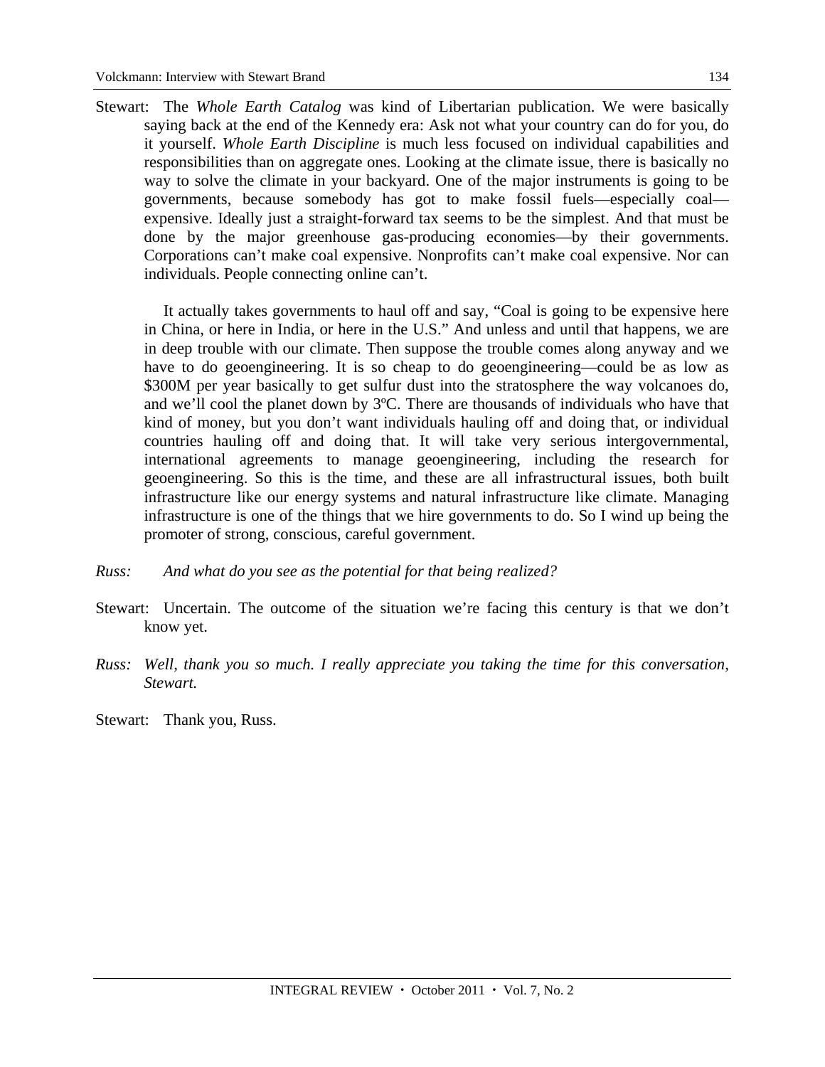Stewart: The *Whole Earth Catalog* was kind of Libertarian publication. We were basically saying back at the end of the Kennedy era: Ask not what your country can do for you, do it yourself. *Whole Earth Discipline* is much less focused on individual capabilities and responsibilities than on aggregate ones. Looking at the climate issue, there is basically no way to solve the climate in your backyard. One of the major instruments is going to be governments, because somebody has got to make fossil fuels—especially coal—expensive. Ideally just a straight-forward tax seems to be the simplest. And that must be done by the major greenhouse gas-producing economies—by their governments. Corporations can't make coal expensive. Nonprofits can't make coal expensive. Nor can individuals. People connecting online can't.

It actually takes governments to haul off and say, "Coal is going to be expensive here in China, or here in India, or here in the U.S." And unless and until that happens, we are in deep trouble with our climate. Then suppose the trouble comes along anyway and we have to do geoengineering. It is so cheap to do geoengineering—could be as low as \$300M per year basically to get sulfur dust into the stratosphere the way volcanoes do, and we'll cool the planet down by 3ºC. There are thousands of individuals who have that kind of money, but you don't want individuals hauling off and doing that, or individual countries hauling off and doing that. It will take very serious intergovernmental, international agreements to manage geoengineering, including the research for geoengineering. So this is the time, and these are all infrastructural issues, both built infrastructure like our energy systems and natural infrastructure like climate. Managing infrastructure is one of the things that we hire governments to do. So I wind up being the promoter of strong, conscious, careful government.

*Russ: And what do you see as the potential for that being realized?*

Stewart: Uncertain. The outcome of the situation we're facing this century is that we don't know yet.

*Russ: Well, thank you so much. I really appreciate you taking the time for this conversation, Stewart.*

Stewart: Thank you, Russ.